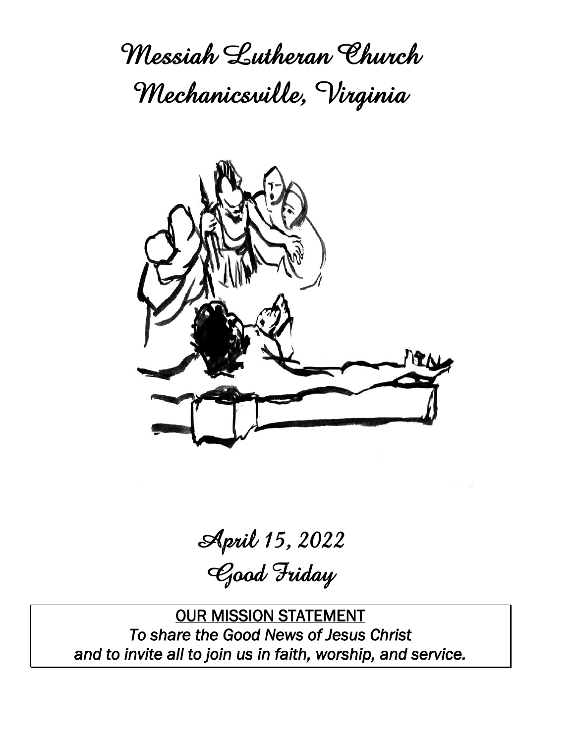# Messiah Lutheran Church
# Mechanicsville, Virginia

## April 15, 2022
## Good Friday

**<u>OUR MISSION STATEMENT</u>**

*To share the Good News of Jesus Christ*
*and to invite all to join us in faith, worship, and service.*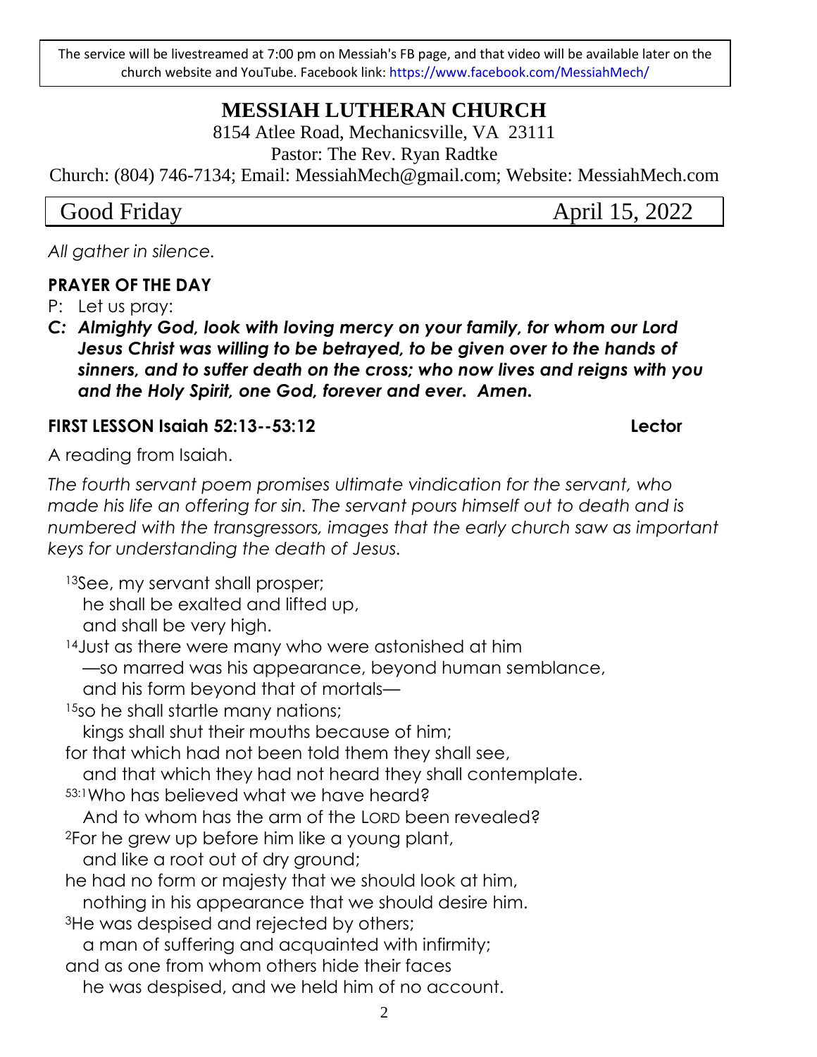The service will be livestreamed at 7:00 pm on Messiah's FB page, and that video will be available later on the church website and YouTube. Facebook link: https://www.facebook.com/MessiahMech/

# MESSIAH LUTHERAN CHURCH

8154 Atlee Road, Mechanicsville, VA 23111

Pastor: The Rev. Ryan Radtke

Church: (804) 746-7134; Email: MessiahMech@gmail.com; Website: MessiahMech.com

## Good Friday April 15, 2022

*All gather in silence.*

### PRAYER OF THE DAY

P: Let us pray:

***C: Almighty God, look with loving mercy on your family, for whom our Lord Jesus Christ was willing to be betrayed, to be given over to the hands of sinners, and to suffer death on the cross; who now lives and reigns with you and the Holy Spirit, one God, forever and ever. Amen.***

### FIRST LESSON Isaiah 52:13--53:12 Lector

A reading from Isaiah.

*The fourth servant poem promises ultimate vindication for the servant, who made his life an offering for sin. The servant pours himself out to death and is numbered with the transgressors, images that the early church saw as important keys for understanding the death of Jesus.*

[13]See, my servant shall prosper;
 he shall be exalted and lifted up,
 and shall be very high.
[14]Just as there were many who were astonished at him
 —so marred was his appearance, beyond human semblance,
 and his form beyond that of mortals—
[15]so he shall startle many nations;
 kings shall shut their mouths because of him;
for that which had not been told them they shall see,
 and that which they had not heard they shall contemplate.
[53:1]Who has believed what we have heard?
 And to whom has the arm of the LORD been revealed?
[2]For he grew up before him like a young plant,
 and like a root out of dry ground;
he had no form or majesty that we should look at him,
 nothing in his appearance that we should desire him.
[3]He was despised and rejected by others;
 a man of suffering and acquainted with infirmity;
and as one from whom others hide their faces
 he was despised, and we held him of no account.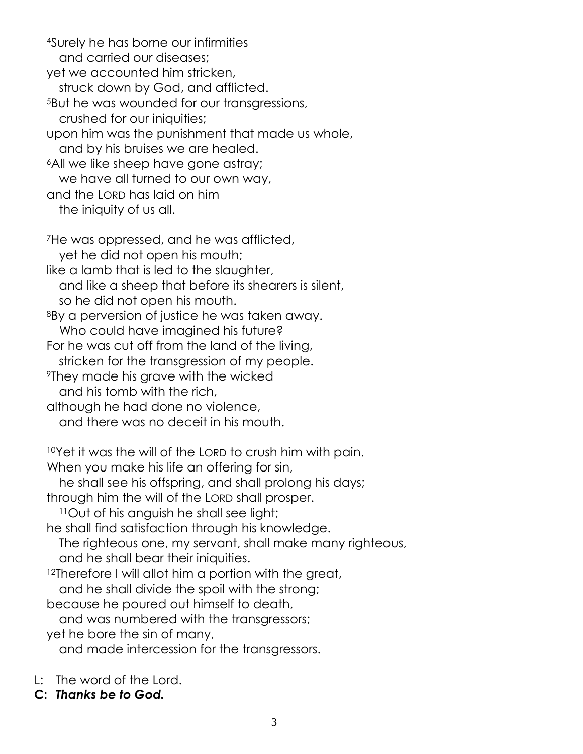[4]Surely he has borne our infirmities
  and carried our diseases;
yet we accounted him stricken,
  struck down by God, and afflicted.
[5]But he was wounded for our transgressions,
  crushed for our iniquities;
upon him was the punishment that made us whole,
  and by his bruises we are healed.
[6]All we like sheep have gone astray;
  we have all turned to our own way,
and the LORD has laid on him
  the iniquity of us all.

[7]He was oppressed, and he was afflicted,
  yet he did not open his mouth;
like a lamb that is led to the slaughter,
  and like a sheep that before its shearers is silent,
  so he did not open his mouth.
[8]By a perversion of justice he was taken away.
  Who could have imagined his future?
For he was cut off from the land of the living,
  stricken for the transgression of my people.
[9]They made his grave with the wicked
  and his tomb with the rich,
although he had done no violence,
  and there was no deceit in his mouth.

[10]Yet it was the will of the LORD to crush him with pain.
When you make his life an offering for sin,
  he shall see his offspring, and shall prolong his days;
through him the will of the LORD shall prosper.
  [11]Out of his anguish he shall see light;
he shall find satisfaction through his knowledge.
  The righteous one, my servant, shall make many righteous,
  and he shall bear their iniquities.
[12]Therefore I will allot him a portion with the great,
  and he shall divide the spoil with the strong;
because he poured out himself to death,
  and was numbered with the transgressors;
yet he bore the sin of many,
  and made intercession for the transgressors.

L: The word of the Lord.
**C: *Thanks be to God.***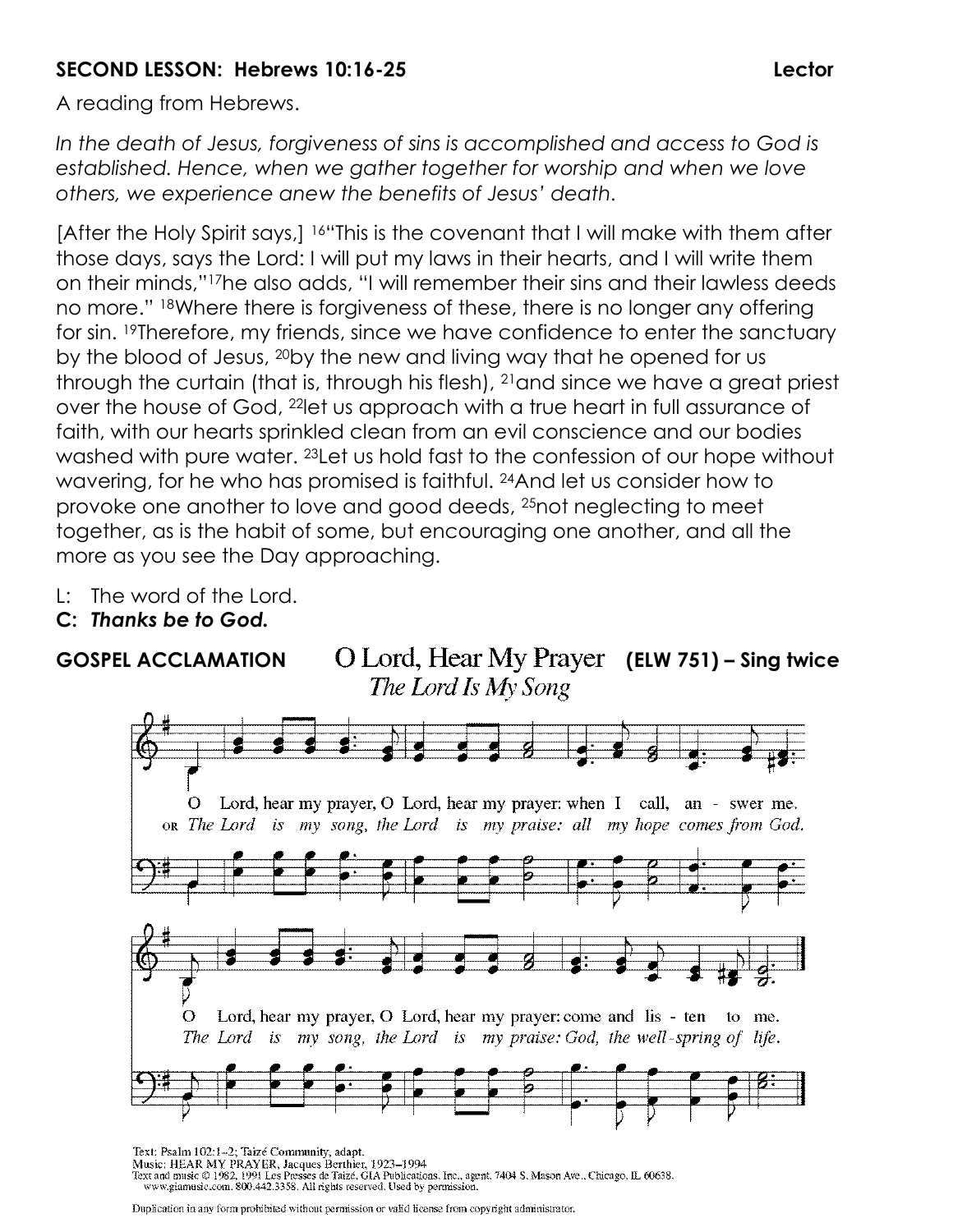**SECOND LESSON: Hebrews 10:16-25** **Lector**

A reading from Hebrews.

*In the death of Jesus, forgiveness of sins is accomplished and access to God is established. Hence, when we gather together for worship and when we love others, we experience anew the benefits of Jesus' death.*

[After the Holy Spirit says,] 16"This is the covenant that I will make with them after those days, says the Lord: I will put my laws in their hearts, and I will write them on their minds,"17he also adds, "I will remember their sins and their lawless deeds no more." 18Where there is forgiveness of these, there is no longer any offering for sin. 19Therefore, my friends, since we have confidence to enter the sanctuary by the blood of Jesus, 20by the new and living way that he opened for us through the curtain (that is, through his flesh), 21and since we have a great priest over the house of God, 22let us approach with a true heart in full assurance of faith, with our hearts sprinkled clean from an evil conscience and our bodies washed with pure water. 23Let us hold fast to the confession of our hope without wavering, for he who has promised is faithful. 24And let us consider how to provoke one another to love and good deeds, 25not neglecting to meet together, as is the habit of some, but encouraging one another, and all the more as you see the Day approaching.

L: The word of the Lord.
**C: *Thanks be to God.***

**GOSPEL ACCLAMATION** O Lord, Hear My Prayer **(ELW 751) – Sing twice**
*The Lord Is My Song*

O Lord, hear my prayer, O Lord, hear my prayer: when I call, answer me.
OR *The Lord is my song, the Lord is my praise: all my hope comes from God.*

O Lord, hear my prayer, O Lord, hear my prayer: come and listen to me.
*The Lord is my song, the Lord is my praise: God, the well-spring of life.*

Text: Psalm 102:1–2; Taizé Community, adapt.
Music: HEAR MY PRAYER, Jacques Berthier, 1923–1994
Text and music © 1982, 1991 Les Presses de Taizé, GIA Publications, Inc., agent. 7404 S. Mason Ave., Chicago, IL 60638. www.giamusic.com. 800.442.3358. All rights reserved. Used by permission.

Duplication in any form prohibited without permission or valid license from copyright administrator.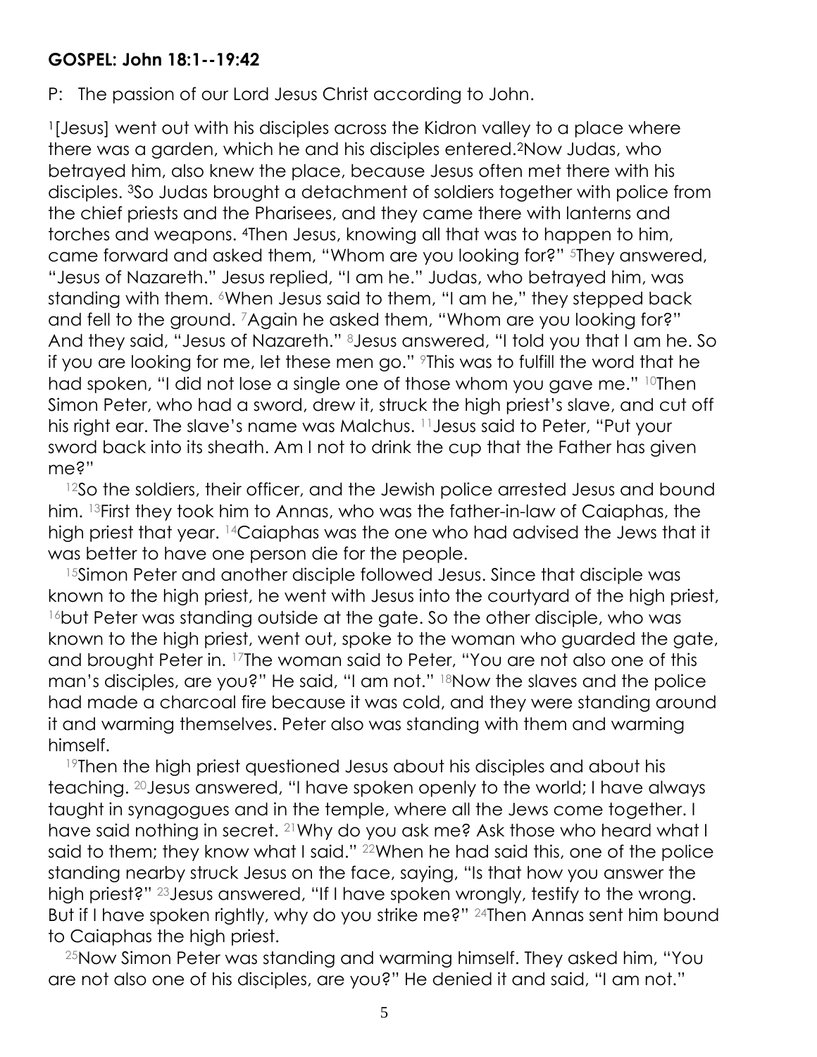**GOSPEL: John 18:1--19:42**

P: The passion of our Lord Jesus Christ according to John.

[1][Jesus] went out with his disciples across the Kidron valley to a place where there was a garden, which he and his disciples entered.[2]Now Judas, who betrayed him, also knew the place, because Jesus often met there with his disciples. [3]So Judas brought a detachment of soldiers together with police from the chief priests and the Pharisees, and they came there with lanterns and torches and weapons. [4]Then Jesus, knowing all that was to happen to him, came forward and asked them, "Whom are you looking for?" [5]They answered, "Jesus of Nazareth." Jesus replied, "I am he." Judas, who betrayed him, was standing with them. [6]When Jesus said to them, "I am he," they stepped back and fell to the ground. [7]Again he asked them, "Whom are you looking for?" And they said, "Jesus of Nazareth." [8]Jesus answered, "I told you that I am he. So if you are looking for me, let these men go." [9]This was to fulfill the word that he had spoken, "I did not lose a single one of those whom you gave me." [10]Then Simon Peter, who had a sword, drew it, struck the high priest's slave, and cut off his right ear. The slave's name was Malchus. [11]Jesus said to Peter, "Put your sword back into its sheath. Am I not to drink the cup that the Father has given me?"

[12]So the soldiers, their officer, and the Jewish police arrested Jesus and bound him. [13]First they took him to Annas, who was the father-in-law of Caiaphas, the high priest that year. [14]Caiaphas was the one who had advised the Jews that it was better to have one person die for the people.

[15]Simon Peter and another disciple followed Jesus. Since that disciple was known to the high priest, he went with Jesus into the courtyard of the high priest, [16]but Peter was standing outside at the gate. So the other disciple, who was known to the high priest, went out, spoke to the woman who guarded the gate, and brought Peter in. [17]The woman said to Peter, "You are not also one of this man's disciples, are you?" He said, "I am not." [18]Now the slaves and the police had made a charcoal fire because it was cold, and they were standing around it and warming themselves. Peter also was standing with them and warming himself.

[19]Then the high priest questioned Jesus about his disciples and about his teaching. [20]Jesus answered, "I have spoken openly to the world; I have always taught in synagogues and in the temple, where all the Jews come together. I have said nothing in secret. [21]Why do you ask me? Ask those who heard what I said to them; they know what I said." [22]When he had said this, one of the police standing nearby struck Jesus on the face, saying, "Is that how you answer the high priest?" [23]Jesus answered, "If I have spoken wrongly, testify to the wrong. But if I have spoken rightly, why do you strike me?" [24]Then Annas sent him bound to Caiaphas the high priest.

[25]Now Simon Peter was standing and warming himself. They asked him, "You are not also one of his disciples, are you?" He denied it and said, "I am not."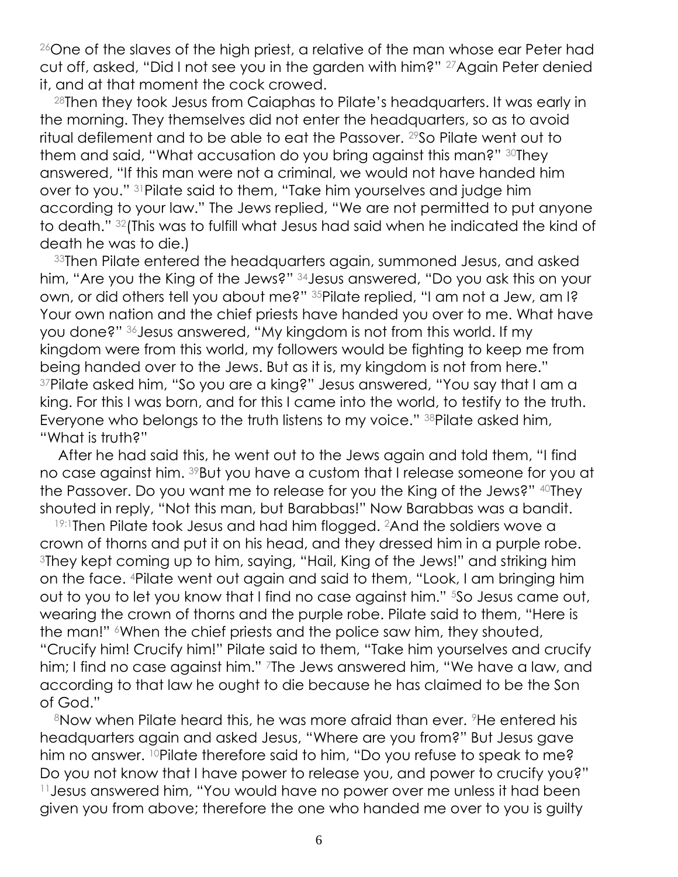[26]One of the slaves of the high priest, a relative of the man whose ear Peter had cut off, asked, "Did I not see you in the garden with him?" [27]Again Peter denied it, and at that moment the cock crowed.

[28]Then they took Jesus from Caiaphas to Pilate's headquarters. It was early in the morning. They themselves did not enter the headquarters, so as to avoid ritual defilement and to be able to eat the Passover. [29]So Pilate went out to them and said, "What accusation do you bring against this man?" [30]They answered, "If this man were not a criminal, we would not have handed him over to you." [31]Pilate said to them, "Take him yourselves and judge him according to your law." The Jews replied, "We are not permitted to put anyone to death." [32](This was to fulfill what Jesus had said when he indicated the kind of death he was to die.)

[33]Then Pilate entered the headquarters again, summoned Jesus, and asked him, "Are you the King of the Jews?" [34]Jesus answered, "Do you ask this on your own, or did others tell you about me?" [35]Pilate replied, "I am not a Jew, am I? Your own nation and the chief priests have handed you over to me. What have you done?" [36]Jesus answered, "My kingdom is not from this world. If my kingdom were from this world, my followers would be fighting to keep me from being handed over to the Jews. But as it is, my kingdom is not from here." [37]Pilate asked him, "So you are a king?" Jesus answered, "You say that I am a king. For this I was born, and for this I came into the world, to testify to the truth. Everyone who belongs to the truth listens to my voice." [38]Pilate asked him, "What is truth?"

After he had said this, he went out to the Jews again and told them, "I find no case against him. [39]But you have a custom that I release someone for you at the Passover. Do you want me to release for you the King of the Jews?" [40]They shouted in reply, "Not this man, but Barabbas!" Now Barabbas was a bandit.

[19:1]Then Pilate took Jesus and had him flogged. [2]And the soldiers wove a crown of thorns and put it on his head, and they dressed him in a purple robe. [3]They kept coming up to him, saying, "Hail, King of the Jews!" and striking him on the face. [4]Pilate went out again and said to them, "Look, I am bringing him out to you to let you know that I find no case against him." [5]So Jesus came out, wearing the crown of thorns and the purple robe. Pilate said to them, "Here is the man!" [6]When the chief priests and the police saw him, they shouted, "Crucify him! Crucify him!" Pilate said to them, "Take him yourselves and crucify him; I find no case against him." [7]The Jews answered him, "We have a law, and according to that law he ought to die because he has claimed to be the Son of God."

[8]Now when Pilate heard this, he was more afraid than ever. [9]He entered his headquarters again and asked Jesus, "Where are you from?" But Jesus gave him no answer. [10]Pilate therefore said to him, "Do you refuse to speak to me? Do you not know that I have power to release you, and power to crucify you?" [11]Jesus answered him, "You would have no power over me unless it had been given you from above; therefore the one who handed me over to you is guilty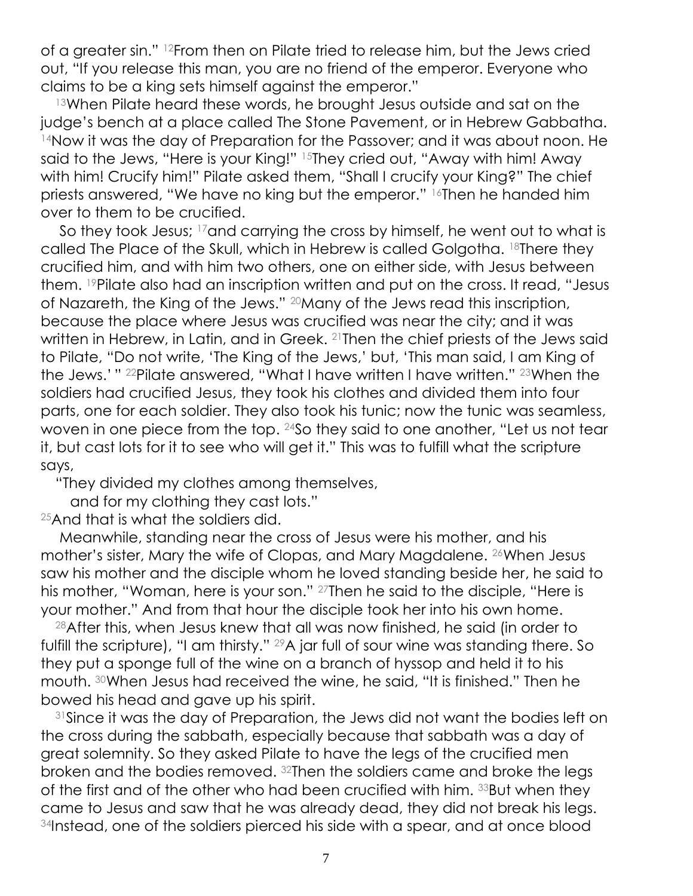of a greater sin." [12]From then on Pilate tried to release him, but the Jews cried out, "If you release this man, you are no friend of the emperor. Everyone who claims to be a king sets himself against the emperor."

[13]When Pilate heard these words, he brought Jesus outside and sat on the judge's bench at a place called The Stone Pavement, or in Hebrew Gabbatha. [14]Now it was the day of Preparation for the Passover; and it was about noon. He said to the Jews, "Here is your King!" [15]They cried out, "Away with him! Away with him! Crucify him!" Pilate asked them, "Shall I crucify your King?" The chief priests answered, "We have no king but the emperor." [16]Then he handed him over to them to be crucified.

So they took Jesus; [17]and carrying the cross by himself, he went out to what is called The Place of the Skull, which in Hebrew is called Golgotha. [18]There they crucified him, and with him two others, one on either side, with Jesus between them. [19]Pilate also had an inscription written and put on the cross. It read, "Jesus of Nazareth, the King of the Jews." [20]Many of the Jews read this inscription, because the place where Jesus was crucified was near the city; and it was written in Hebrew, in Latin, and in Greek. [21]Then the chief priests of the Jews said to Pilate, "Do not write, 'The King of the Jews,' but, 'This man said, I am King of the Jews.' " [22]Pilate answered, "What I have written I have written." [23]When the soldiers had crucified Jesus, they took his clothes and divided them into four parts, one for each soldier. They also took his tunic; now the tunic was seamless, woven in one piece from the top. [24]So they said to one another, "Let us not tear it, but cast lots for it to see who will get it." This was to fulfill what the scripture says,

"They divided my clothes among themselves,
and for my clothing they cast lots."

[25]And that is what the soldiers did.

Meanwhile, standing near the cross of Jesus were his mother, and his mother's sister, Mary the wife of Clopas, and Mary Magdalene. [26]When Jesus saw his mother and the disciple whom he loved standing beside her, he said to his mother, "Woman, here is your son." [27]Then he said to the disciple, "Here is your mother." And from that hour the disciple took her into his own home.

[28]After this, when Jesus knew that all was now finished, he said (in order to fulfill the scripture), "I am thirsty." [29]A jar full of sour wine was standing there. So they put a sponge full of the wine on a branch of hyssop and held it to his mouth. [30]When Jesus had received the wine, he said, "It is finished." Then he bowed his head and gave up his spirit.

[31]Since it was the day of Preparation, the Jews did not want the bodies left on the cross during the sabbath, especially because that sabbath was a day of great solemnity. So they asked Pilate to have the legs of the crucified men broken and the bodies removed. [32]Then the soldiers came and broke the legs of the first and of the other who had been crucified with him. [33]But when they came to Jesus and saw that he was already dead, they did not break his legs. [34]Instead, one of the soldiers pierced his side with a spear, and at once blood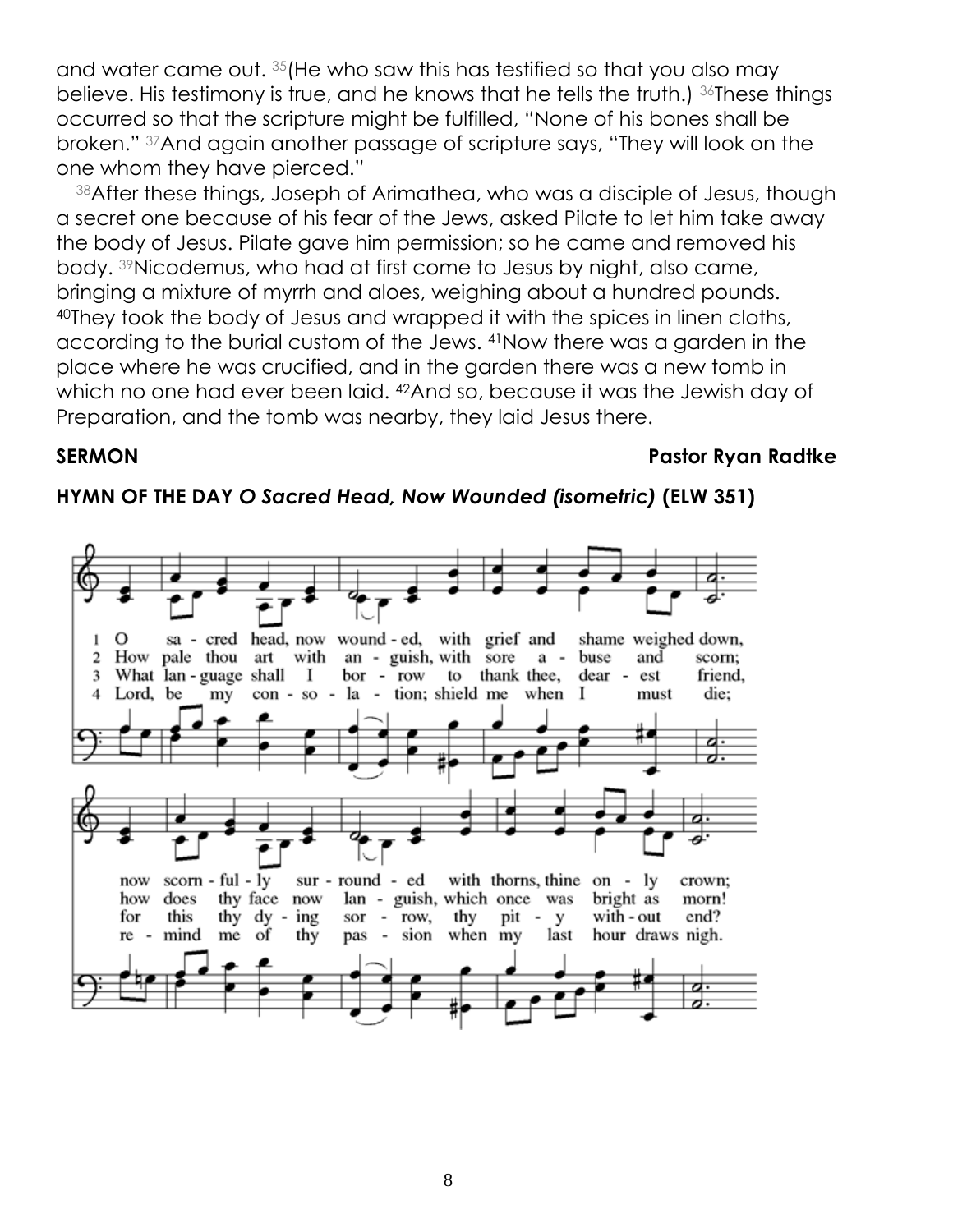and water came out. [35](He who saw this has testified so that you also may believe. His testimony is true, and he knows that he tells the truth.) [36]These things occurred so that the scripture might be fulfilled, "None of his bones shall be broken." [37]And again another passage of scripture says, "They will look on the one whom they have pierced."

[38]After these things, Joseph of Arimathea, who was a disciple of Jesus, though a secret one because of his fear of the Jews, asked Pilate to let him take away the body of Jesus. Pilate gave him permission; so he came and removed his body. [39]Nicodemus, who had at first come to Jesus by night, also came, bringing a mixture of myrrh and aloes, weighing about a hundred pounds. [40]They took the body of Jesus and wrapped it with the spices in linen cloths, according to the burial custom of the Jews. [41]Now there was a garden in the place where he was crucified, and in the garden there was a new tomb in which no one had ever been laid. [42]And so, because it was the Jewish day of Preparation, and the tomb was nearby, they laid Jesus there.

**SERMON** **Pastor Ryan Radtke**

**HYMN OF THE DAY** ***O Sacred Head, Now Wounded (isometric)*** **(ELW 351)**

1 O sacred head, now wounded, with grief and shame weighed down,
now scornfully surrounded with thorns, thine only crown;

2 How pale thou art with anguish, with sore abuse and scorn;
how does thy face now languish, which once was bright as morn!

3 What language shall I borrow to thank thee, dearest friend,
for this thy dying sorrow, thy pity without end?

4 Lord, be my consolation; shield me when I must die;
remind me of thy passion when my last hour draws nigh.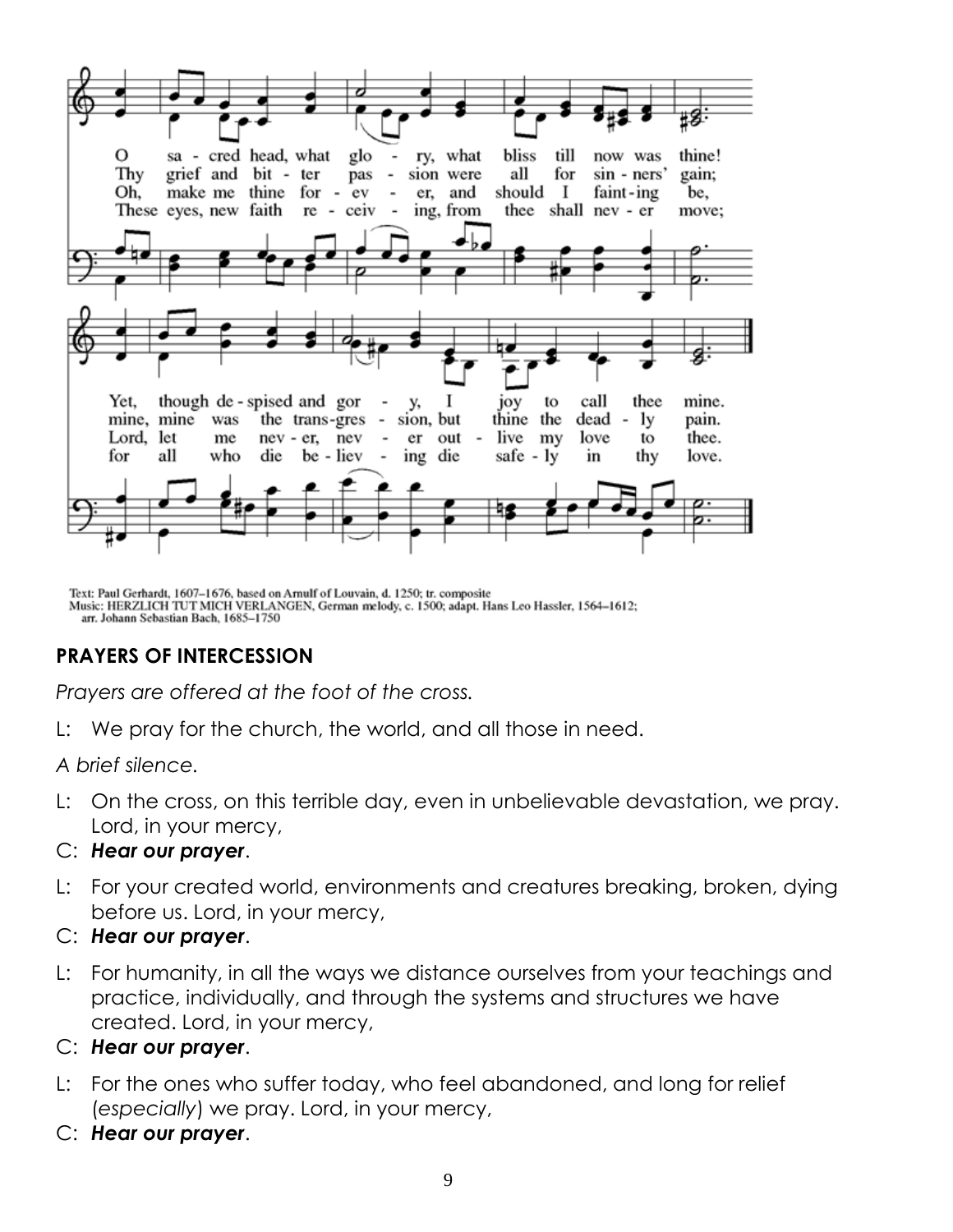O sacred head, what glory, what bliss till now was thine!
Yet, though despised and gory, I joy to call thee mine.

Thy grief and bitter passion were all for sinners' gain;
mine, mine was the transgression, but thine the deadly pain.

Oh, make me thine forever, and should I fainting be,
Lord, let me never, never outlive my love to thee.

These eyes, new faith receiving, from thee shall never move;
for all who die believing die safely in thy love.

Text: Paul Gerhardt, 1607–1676, based on Arnulf of Louvain, d. 1250; tr. composite
Music: HERZLICH TUT MICH VERLANGEN, German melody, c. 1500; adapt. Hans Leo Hassler, 1564–1612; arr. Johann Sebastian Bach, 1685–1750

## PRAYERS OF INTERCESSION

*Prayers are offered at the foot of the cross.*

L: We pray for the church, the world, and all those in need.

*A brief silence.*

L: On the cross, on this terrible day, even in unbelievable devastation, we pray. Lord, in your mercy,

C: ***Hear our prayer*.**

L: For your created world, environments and creatures breaking, broken, dying before us. Lord, in your mercy,

C: ***Hear our prayer*.**

L: For humanity, in all the ways we distance ourselves from your teachings and practice, individually, and through the systems and structures we have created. Lord, in your mercy,

C: ***Hear our prayer*.**

L: For the ones who suffer today, who feel abandoned, and long for relief (*especially*) we pray. Lord, in your mercy,

C: ***Hear our prayer*.**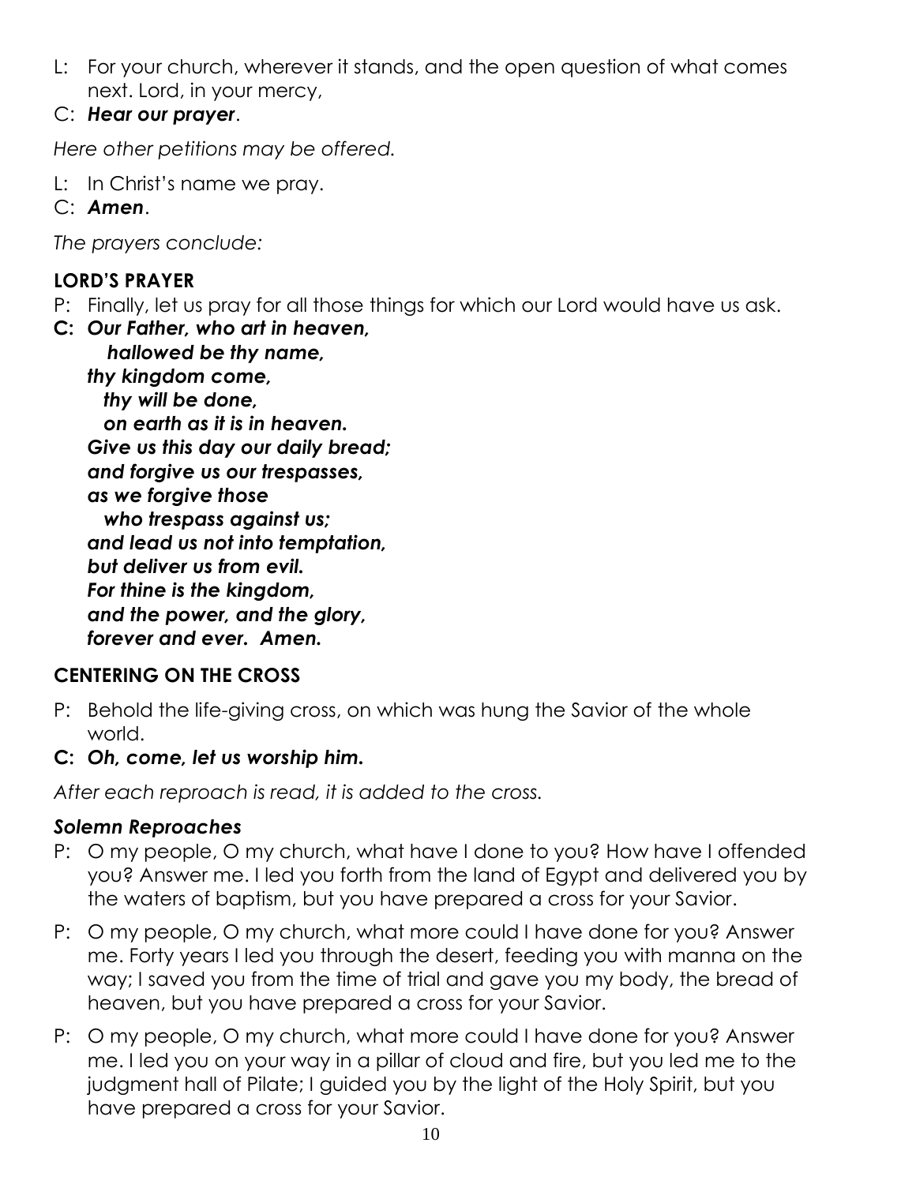L: For your church, wherever it stands, and the open question of what comes next. Lord, in your mercy,

C: ***Hear our prayer***.

*Here other petitions may be offered.*

L: In Christ's name we pray.

C: ***Amen***.

*The prayers conclude:*

**LORD'S PRAYER**

P: Finally, let us pray for all those things for which our Lord would have us ask.

**C:** ***Our Father, who art in heaven,***
***hallowed be thy name,***
***thy kingdom come,***
***thy will be done,***
***on earth as it is in heaven.***
***Give us this day our daily bread;***
***and forgive us our trespasses,***
***as we forgive those***
***who trespass against us;***
***and lead us not into temptation,***
***but deliver us from evil.***
***For thine is the kingdom,***
***and the power, and the glory,***
***forever and ever. Amen.***

**CENTERING ON THE CROSS**

P: Behold the life-giving cross, on which was hung the Savior of the whole world.

**C:** ***Oh, come, let us worship him.***

*After each reproach is read, it is added to the cross.*

***Solemn Reproaches***

P: O my people, O my church, what have I done to you? How have I offended you? Answer me. I led you forth from the land of Egypt and delivered you by the waters of baptism, but you have prepared a cross for your Savior.

P: O my people, O my church, what more could I have done for you? Answer me. Forty years I led you through the desert, feeding you with manna on the way; I saved you from the time of trial and gave you my body, the bread of heaven, but you have prepared a cross for your Savior.

P: O my people, O my church, what more could I have done for you? Answer me. I led you on your way in a pillar of cloud and fire, but you led me to the judgment hall of Pilate; I guided you by the light of the Holy Spirit, but you have prepared a cross for your Savior.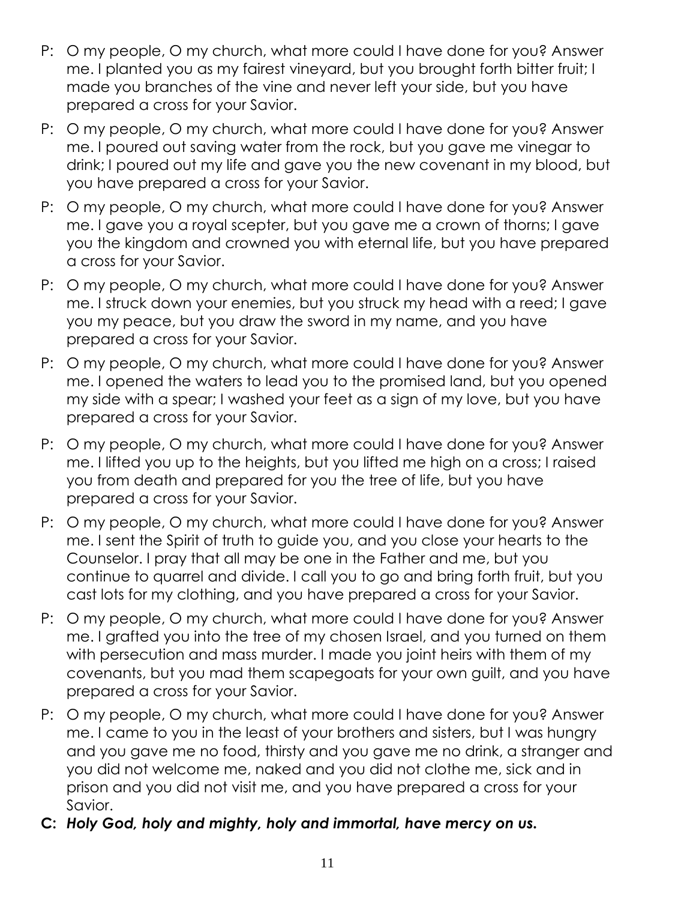P: O my people, O my church, what more could I have done for you? Answer me. I planted you as my fairest vineyard, but you brought forth bitter fruit; I made you branches of the vine and never left your side, but you have prepared a cross for your Savior.

P: O my people, O my church, what more could I have done for you? Answer me. I poured out saving water from the rock, but you gave me vinegar to drink; I poured out my life and gave you the new covenant in my blood, but you have prepared a cross for your Savior.

P: O my people, O my church, what more could I have done for you? Answer me. I gave you a royal scepter, but you gave me a crown of thorns; I gave you the kingdom and crowned you with eternal life, but you have prepared a cross for your Savior.

P: O my people, O my church, what more could I have done for you? Answer me. I struck down your enemies, but you struck my head with a reed; I gave you my peace, but you draw the sword in my name, and you have prepared a cross for your Savior.

P: O my people, O my church, what more could I have done for you? Answer me. I opened the waters to lead you to the promised land, but you opened my side with a spear; I washed your feet as a sign of my love, but you have prepared a cross for your Savior.

P: O my people, O my church, what more could I have done for you? Answer me. I lifted you up to the heights, but you lifted me high on a cross; I raised you from death and prepared for you the tree of life, but you have prepared a cross for your Savior.

P: O my people, O my church, what more could I have done for you? Answer me. I sent the Spirit of truth to guide you, and you close your hearts to the Counselor. I pray that all may be one in the Father and me, but you continue to quarrel and divide. I call you to go and bring forth fruit, but you cast lots for my clothing, and you have prepared a cross for your Savior.

P: O my people, O my church, what more could I have done for you? Answer me. I grafted you into the tree of my chosen Israel, and you turned on them with persecution and mass murder. I made you joint heirs with them of my covenants, but you mad them scapegoats for your own guilt, and you have prepared a cross for your Savior.

P: O my people, O my church, what more could I have done for you? Answer me. I came to you in the least of your brothers and sisters, but I was hungry and you gave me no food, thirsty and you gave me no drink, a stranger and you did not welcome me, naked and you did not clothe me, sick and in prison and you did not visit me, and you have prepared a cross for your Savior.

**C: *Holy God, holy and mighty, holy and immortal, have mercy on us.***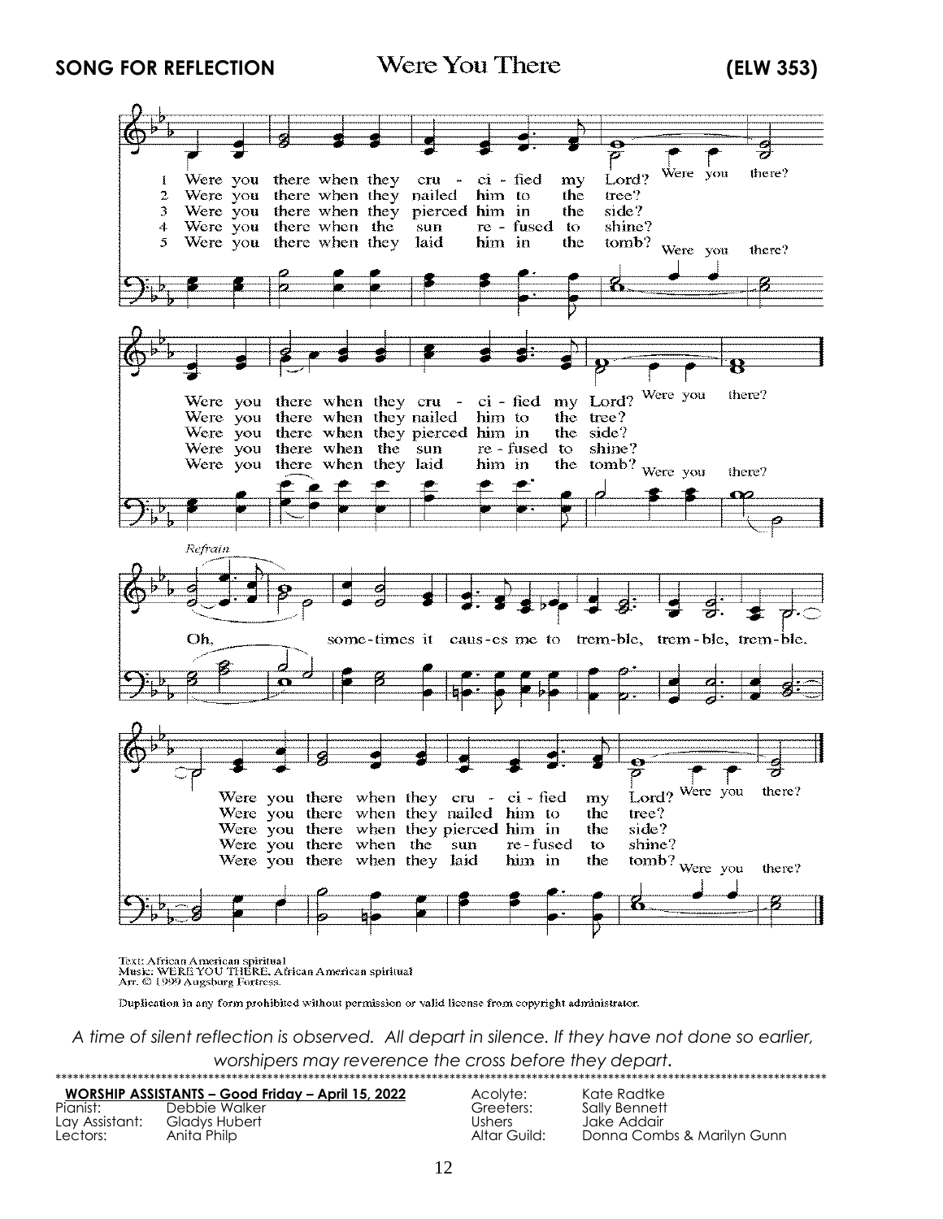**SONG FOR REFLECTION** Were You There **(ELW 353)**

1 Were you there when they crucified my Lord? Were you there?
2 Were you there when they nailed him to the tree?
3 Were you there when they pierced him in the side?
4 Were you there when the sun refused to shine?
5 Were you there when they laid him in the tomb? Were you there?

Were you there when they crucified my Lord? Were you there?
Were you there when they nailed him to the tree?
Were you there when they pierced him in the side?
Were you there when the sun refused to shine?
Were you there when they laid him in the tomb? Were you there?

*Refrain*

Oh, sometimes it causes me to tremble, tremble, tremble.

Were you there when they crucified my Lord? Were you there?
Were you there when they nailed him to the tree?
Were you there when they pierced him in the side?
Were you there when the sun refused to shine?
Were you there when they laid him in the tomb? Were you there?

Text: African American spiritual
Music: WERE YOU THERE, African American spiritual
Arr. © 1999 Augsburg Fortress.

Duplication in any form prohibited without permission or valid license from copyright administrator.

*A time of silent reflection is observed. All depart in silence. If they have not done so earlier, worshipers may reverence the cross before they depart.*

**WORSHIP ASSISTANTS – Good Friday – April 15, 2022**

| | |
|---|---|
| Pianist: | Debbie Walker |
| Lay Assistant: | Gladys Hubert |
| Lectors: | Anita Philp |
| Acolyte: | Kate Radtke |
| Greeters: | Sally Bennett |
| Ushers | Jake Addair |
| Altar Guild: | Donna Combs & Marilyn Gunn |